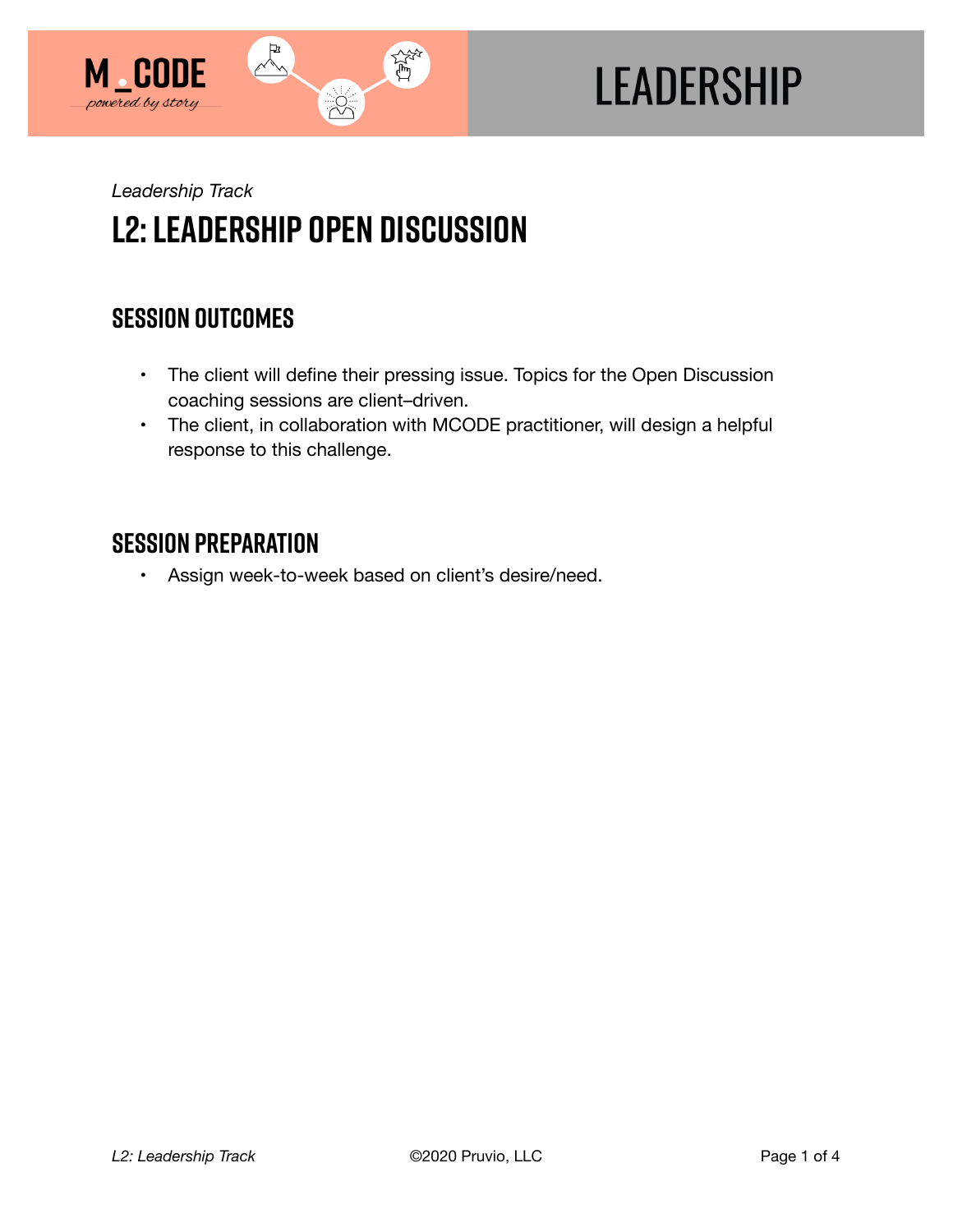*Leadership Track*

# L2: Leadership Open Discussion

## Session Outcomes

- The client will define their pressing issue. Topics for the Open Discussion coaching sessions are client–driven.
- The client, in collaboration with MCODE practitioner, will design a helpful response to this challenge.

## Session Preparation

- Assign week-to-week based on client's desire/need.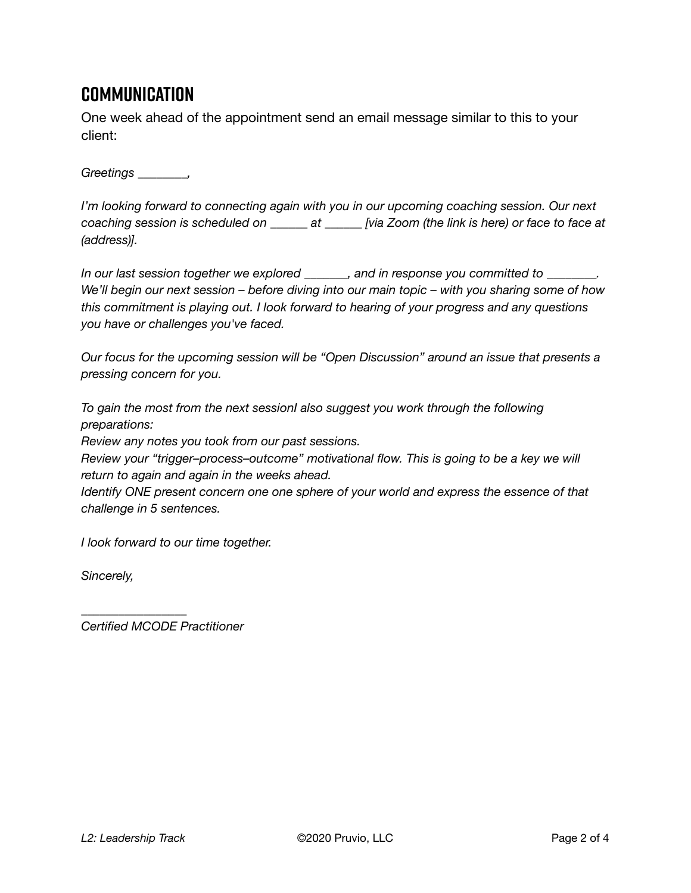## COMMUNICATION

One week ahead of the appointment send an email message similar to this to your client:

*Greetings ________,*

*I'm looking forward to connecting again with you in our upcoming coaching session. Our next coaching session is scheduled on ______ at ______ [via Zoom (the link is here) or face to face at (address)].*

*In our last session together we explored _______, and in response you committed to ________. We'll begin our next session – before diving into our main topic – with you sharing some of how this commitment is playing out. I look forward to hearing of your progress and any questions you have or challenges you've faced.*

*Our focus for the upcoming session will be "Open Discussion" around an issue that presents a pressing concern for you.*

*To gain the most from the next sessionI also suggest you work through the following preparations:*
*Review any notes you took from our past sessions.*
*Review your "trigger–process–outcome" motivational flow. This is going to be a key we will return to again and again in the weeks ahead.*
*Identify ONE present concern one one sphere of your world and express the essence of that challenge in 5 sentences.*

*I look forward to our time together.*

*Sincerely,*

*_________________*
*Certified MCODE Practitioner*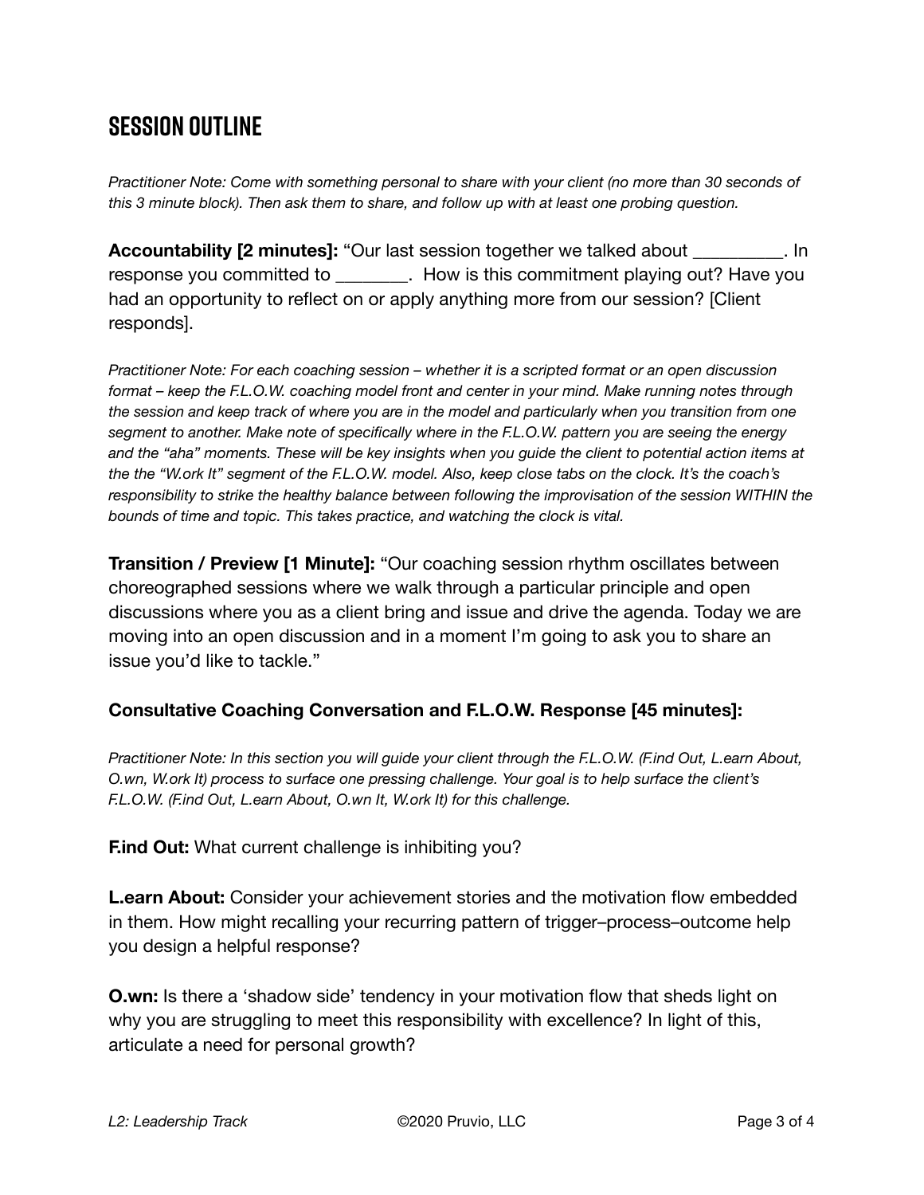## SESSION OUTLINE

*Practitioner Note: Come with something personal to share with your client (no more than 30 seconds of this 3 minute block). Then ask them to share, and follow up with at least one probing question.*

**Accountability [2 minutes]:** "Our last session together we talked about __________. In response you committed to ________. How is this commitment playing out? Have you had an opportunity to reflect on or apply anything more from our session? [Client responds].

*Practitioner Note: For each coaching session – whether it is a scripted format or an open discussion format – keep the F.L.O.W. coaching model front and center in your mind. Make running notes through the session and keep track of where you are in the model and particularly when you transition from one segment to another. Make note of specifically where in the F.L.O.W. pattern you are seeing the energy and the "aha" moments. These will be key insights when you guide the client to potential action items at the the "W.ork It" segment of the F.L.O.W. model. Also, keep close tabs on the clock. It's the coach's responsibility to strike the healthy balance between following the improvisation of the session WITHIN the bounds of time and topic. This takes practice, and watching the clock is vital.*

**Transition / Preview [1 Minute]:** "Our coaching session rhythm oscillates between choreographed sessions where we walk through a particular principle and open discussions where you as a client bring and issue and drive the agenda. Today we are moving into an open discussion and in a moment I'm going to ask you to share an issue you'd like to tackle."

**Consultative Coaching Conversation and F.L.O.W. Response [45 minutes]:**

*Practitioner Note: In this section you will guide your client through the F.L.O.W. (F.ind Out, L.earn About, O.wn, W.ork It) process to surface one pressing challenge. Your goal is to help surface the client's F.L.O.W. (F.ind Out, L.earn About, O.wn It, W.ork It) for this challenge.*

**F.ind Out:** What current challenge is inhibiting you?

**L.earn About:** Consider your achievement stories and the motivation flow embedded in them. How might recalling your recurring pattern of trigger–process–outcome help you design a helpful response?

**O.wn:** Is there a 'shadow side' tendency in your motivation flow that sheds light on why you are struggling to meet this responsibility with excellence? In light of this, articulate a need for personal growth?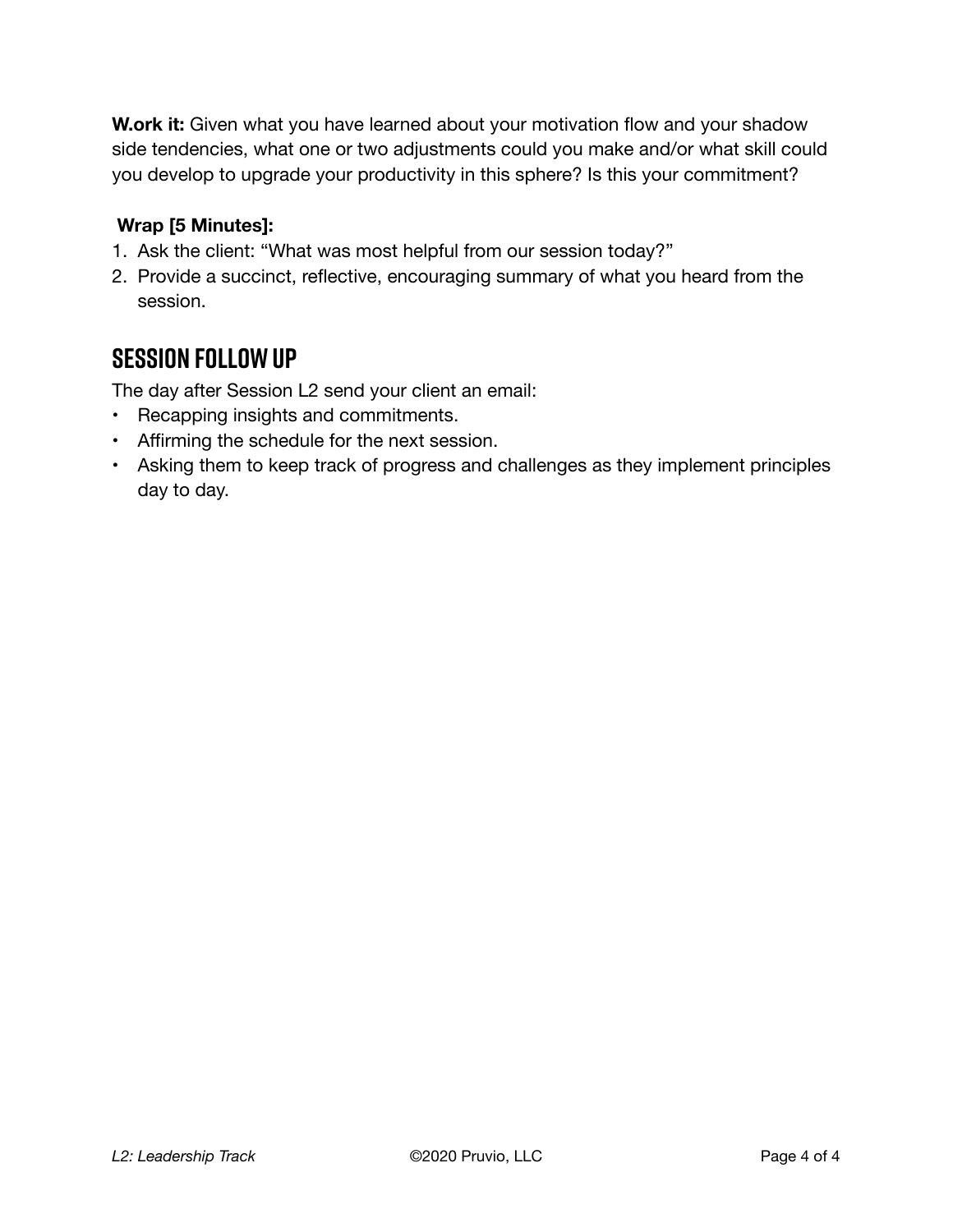**W.ork it:** Given what you have learned about your motivation flow and your shadow side tendencies, what one or two adjustments could you make and/or what skill could you develop to upgrade your productivity in this sphere? Is this your commitment?

**Wrap [5 Minutes]:**

1. Ask the client: "What was most helpful from our session today?"
2. Provide a succinct, reflective, encouraging summary of what you heard from the session.

## SESSION FOLLOW UP

The day after Session L2 send your client an email:

- Recapping insights and commitments.
- Affirming the schedule for the next session.
- Asking them to keep track of progress and challenges as they implement principles day to day.